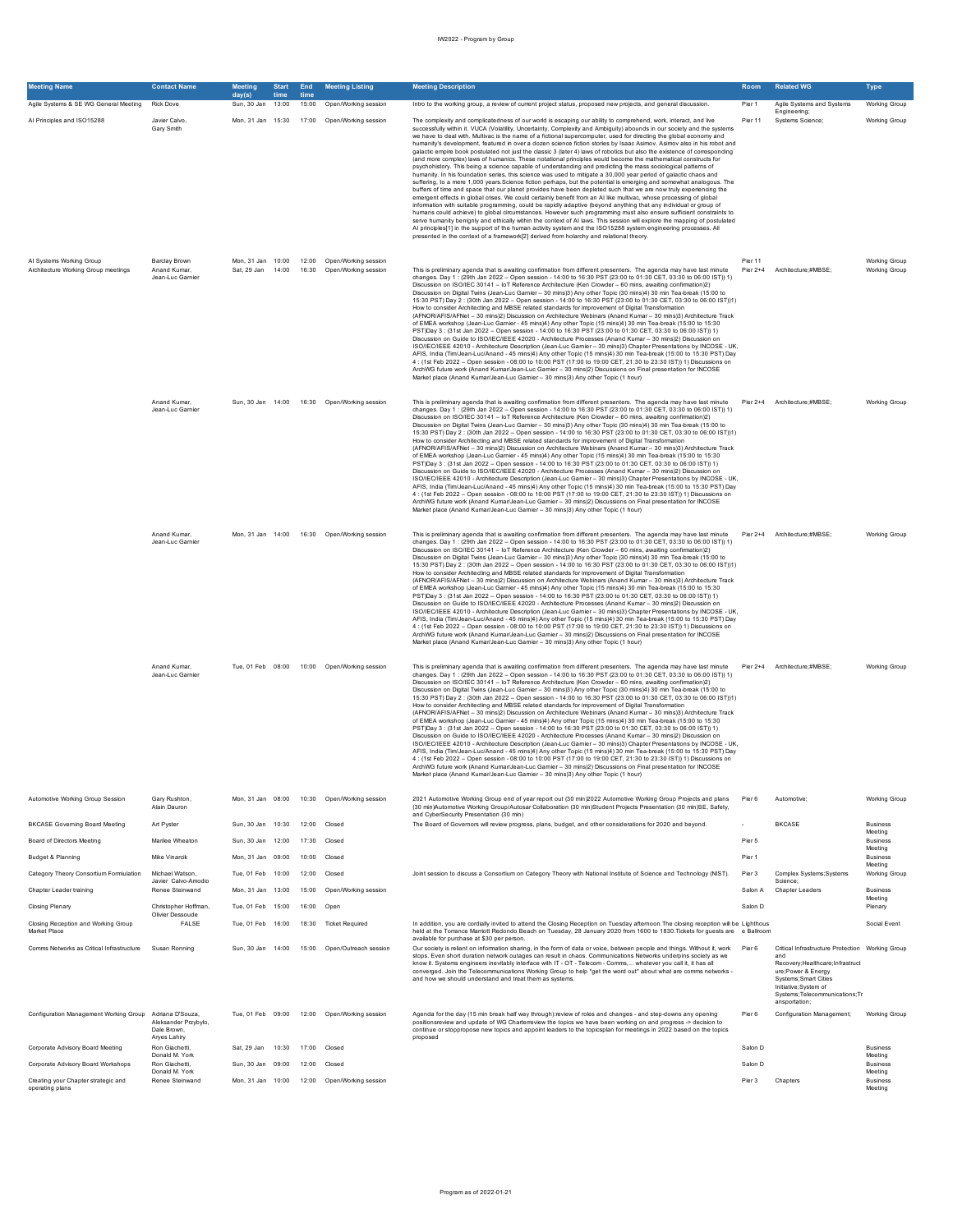# IW2022 - Program by Group

| Meeting Name | Contact Name | Meeting day(s) | Start time | End time | Meeting Listing | Meeting Description | Room | Related WG | Type |
|---|---|---|---|---|---|---|---|---|---|
| Agile Systems & SE WG General Meeting | Rick Dove | Sun, 30 Jan | 13:00 | 15:00 | Open/Working session | Intro to the working group, a review of current project status, proposed new projects, and general discussion. | Pier 1 | Agile Systems and Systems Engineering; | Working Group |
| AI Principles and ISO15288 | Javier Calvo, Gary Smith | Mon, 31 Jan | 15:30 | 17:00 | Open/Working session | The complexity and complicatedness of our world is escaping our ability to comprehend, work, interact, and live successfully within it. VUCA (Volatility, Uncertainty, Complexity and Ambiguity) abounds in our society and the systems we have to deal with. Multivac is the name of a fictional supercomputer, used for directing the global economy and humanity's development, featured in over a dozen science fiction stories by Isaac Asimov. Asimov also in his robot and galactic empire book postulated not just the classic 3 (later 4) laws of robotics but also the existence of corresponding (and more complex) laws of humanics. These notational principles would become the mathematical constructs for psychohistory. This being a science capable of understanding and predicting the mass sociological patterns of humanity. In his foundation series, this science was used to mitigate a 30,000 year period of galactic chaos and suffering, to a mere 1,000 years.Science fiction perhaps, but the potential is emerging and somewhat analogous. The buffers of time and space that our planet provides have been depleted such that we are now truly experiencing the emergent effects in global crises. We could certainly benefit from an AI like multivac, whose processing of global information with suitable programming, could be rapidly adaptive (beyond anything that any individual or group of humans could achieve) to global circumstances. However such programming must also ensure sufficient constraints to serve humanity benignly and ethically within the context of AI laws. This session will explore the mapping of postulated AI principles[1] in the support of the human activity system and the ISO15288 system engineering processes. All presented in the context of a framework[2] derived from holarchy and relational theory. | Pier 11 | Systems Science; | Working Group |
| AI Systems Working Group | Barclay Brown | Mon, 31 Jan | 10:00 | 12:00 | Open/Working session | | Pier 11 | | Working Group |
| Architecture Working Group meetings | Anand Kumar, Jean-Luc Garnier | Sat, 29 Jan | 14:00 | 16:30 | Open/Working session | This is preliminary agenda that is awaiting confirmation from different presenters. The agenda may have last minute changes. Day 1 : (29th Jan 2022 – Open session - 14:00 to 16:30 PST (23:00 to 01:30 CET, 03:30 to 06:00 IST)) 1) Discussion on ISO/IEC 30141 – IoT Reference Architecture (Ken Crowder – 60 mins, awaiting confirmation)2) Discussion on Digital Twins (Jean-Luc Garnier – 30 mins)3) Any other Topic (30 mins)4) 30 min Tea-break (15:00 to 15:30 PST) Day 2 : (30th Jan 2022 – Open session - 14:00 to 16:30 PST (23:00 to 01:30 CET, 03:30 to 06:00 IST))1) How to consider Architecting and MBSE related standards for improvement of Digital Transformation (AFNOR/AFIS/AFNet – 30 mins)2) Discussion on Architecture Webinars (Anand Kumar – 30 mins)3) Architecture Track of EMEA workshop (Jean-Luc Garnier - 45 mins)4) Any other Topic (15 mins)4) 30 min Tea-break (15:00 to 15:30 PST)Day 3 : (31st Jan 2022 – Open session - 14:00 to 16:30 PST (23:00 to 01:30 CET, 03:30 to 06:00 IST)) 1) Discussion on Guide to ISO/IEC/IEEE 42020 - Architecture Processes (Anand Kumar – 30 mins)2) Discussion on ISO/IEC/IEEE 42010 - Architecture Description (Jean-Luc Garnier – 30 mins)3) Chapter Presentations by INCOSE - UK, AFIS, India (Tim/Jean-Luc/Anand - 45 mins)4) Any other Topic (15 mins)4) 30 min Tea-break (15:00 to 15:30 PST) Day 4 : (1st Feb 2022 – Open session - 08:00 to 10:00 PST (17:00 to 19:00 CET, 21:30 to 23:30 IST)) 1) Discussions on ArchWG future work (Anand Kumar/Jean-Luc Garnier – 30 mins)2) Discussions on Final presentation for INCOSE Market place (Anand Kumar/Jean-Luc Garnier – 30 mins)3) Any other Topic (1 hour) | Pier 2+4 | Architecture;#MBSE; | Working Group |
| | Anand Kumar, Jean-Luc Garnier | Sun, 30 Jan | 14:00 | 16:30 | Open/Working session | This is preliminary agenda that is awaiting confirmation from different presenters. The agenda may have last minute changes. Day 1 : (29th Jan 2022 – Open session - 14:00 to 16:30 PST (23:00 to 01:30 CET, 03:30 to 06:00 IST)) 1) Discussion on ISO/IEC 30141 – IoT Reference Architecture (Ken Crowder – 60 mins, awaiting confirmation)2) Discussion on Digital Twins (Jean-Luc Garnier – 30 mins)3) Any other Topic (30 mins)4) 30 min Tea-break (15:00 to 15:30 PST) Day 2 : (30th Jan 2022 – Open session - 14:00 to 16:30 PST (23:00 to 01:30 CET, 03:30 to 06:00 IST))1) How to consider Architecting and MBSE related standards for improvement of Digital Transformation (AFNOR/AFIS/AFNet – 30 mins)2) Discussion on Architecture Webinars (Anand Kumar – 30 mins)3) Architecture Track of EMEA workshop (Jean-Luc Garnier - 45 mins)4) Any other Topic (15 mins)4) 30 min Tea-break (15:00 to 15:30 PST)Day 3 : (31st Jan 2022 – Open session - 14:00 to 16:30 PST (23:00 to 01:30 CET, 03:30 to 06:00 IST)) 1) Discussion on Guide to ISO/IEC/IEEE 42020 - Architecture Processes (Anand Kumar – 30 mins)2) Discussion on ISO/IEC/IEEE 42010 - Architecture Description (Jean-Luc Garnier – 30 mins)3) Chapter Presentations by INCOSE - UK, AFIS, India (Tim/Jean-Luc/Anand - 45 mins)4) Any other Topic (15 mins)4) 30 min Tea-break (15:00 to 15:30 PST) Day 4 : (1st Feb 2022 – Open session - 08:00 to 10:00 PST (17:00 to 19:00 CET, 21:30 to 23:30 IST)) 1) Discussions on ArchWG future work (Anand Kumar/Jean-Luc Garnier – 30 mins)2) Discussions on Final presentation for INCOSE Market place (Anand Kumar/Jean-Luc Garnier – 30 mins)3) Any other Topic (1 hour) | Pier 2+4 | Architecture;#MBSE; | Working Group |
| | Anand Kumar, Jean-Luc Garnier | Mon, 31 Jan | 14:00 | 16:30 | Open/Working session | This is preliminary agenda that is awaiting confirmation from different presenters. The agenda may have last minute changes. Day 1 : (29th Jan 2022 – Open session - 14:00 to 16:30 PST (23:00 to 01:30 CET, 03:30 to 06:00 IST)) 1) Discussion on ISO/IEC 30141 – IoT Reference Architecture (Ken Crowder – 60 mins, awaiting confirmation)2) Discussion on Digital Twins (Jean-Luc Garnier – 30 mins)3) Any other Topic (30 mins)4) 30 min Tea-break (15:00 to 15:30 PST) Day 2 : (30th Jan 2022 – Open session - 14:00 to 16:30 PST (23:00 to 01:30 CET, 03:30 to 06:00 IST))1) How to consider Architecting and MBSE related standards for improvement of Digital Transformation (AFNOR/AFIS/AFNet – 30 mins)2) Discussion on Architecture Webinars (Anand Kumar – 30 mins)3) Architecture Track of EMEA workshop (Jean-Luc Garnier - 45 mins)4) Any other Topic (15 mins)4) 30 min Tea-break (15:00 to 15:30 PST)Day 3 : (31st Jan 2022 – Open session - 14:00 to 16:30 PST (23:00 to 01:30 CET, 03:30 to 06:00 IST)) 1) Discussion on Guide to ISO/IEC/IEEE 42020 - Architecture Processes (Anand Kumar – 30 mins)2) Discussion on ISO/IEC/IEEE 42010 - Architecture Description (Jean-Luc Garnier – 30 mins)3) Chapter Presentations by INCOSE - UK, AFIS, India (Tim/Jean-Luc/Anand - 45 mins)4) Any other Topic (15 mins)4) 30 min Tea-break (15:00 to 15:30 PST) Day 4 : (1st Feb 2022 – Open session - 08:00 to 10:00 PST (17:00 to 19:00 CET, 21:30 to 23:30 IST)) 1) Discussions on ArchWG future work (Anand Kumar/Jean-Luc Garnier – 30 mins)2) Discussions on Final presentation for INCOSE Market place (Anand Kumar/Jean-Luc Garnier – 30 mins)3) Any other Topic (1 hour) | Pier 2+4 | Architecture;#MBSE; | Working Group |
| | Anand Kumar, Jean-Luc Garnier | Tue, 01 Feb | 08:00 | 10:00 | Open/Working session | This is preliminary agenda that is awaiting confirmation from different presenters. The agenda may have last minute changes. Day 1 : (29th Jan 2022 – Open session - 14:00 to 16:30 PST (23:00 to 01:30 CET, 03:30 to 06:00 IST)) 1) Discussion on ISO/IEC 30141 – IoT Reference Architecture (Ken Crowder – 60 mins, awaiting confirmation)2) Discussion on Digital Twins (Jean-Luc Garnier – 30 mins)3) Any other Topic (30 mins)4) 30 min Tea-break (15:00 to 15:30 PST) Day 2 : (30th Jan 2022 – Open session - 14:00 to 16:30 PST (23:00 to 01:30 CET, 03:30 to 06:00 IST))1) How to consider Architecting and MBSE related standards for improvement of Digital Transformation (AFNOR/AFIS/AFNet – 30 mins)2) Discussion on Architecture Webinars (Anand Kumar – 30 mins)3) Architecture Track of EMEA workshop (Jean-Luc Garnier - 45 mins)4) Any other Topic (15 mins)4) 30 min Tea-break (15:00 to 15:30 PST)Day 3 : (31st Jan 2022 – Open session - 14:00 to 16:30 PST (23:00 to 01:30 CET, 03:30 to 06:00 IST)) 1) Discussion on Guide to ISO/IEC/IEEE 42020 - Architecture Processes (Anand Kumar – 30 mins)2) Discussion on ISO/IEC/IEEE 42010 - Architecture Description (Jean-Luc Garnier – 30 mins)3) Chapter Presentations by INCOSE - UK, AFIS, India (Tim/Jean-Luc/Anand - 45 mins)4) Any other Topic (15 mins)4) 30 min Tea-break (15:00 to 15:30 PST) Day 4 : (1st Feb 2022 – Open session - 08:00 to 10:00 PST (17:00 to 19:00 CET, 21:30 to 23:30 IST)) 1) Discussions on ArchWG future work (Anand Kumar/Jean-Luc Garnier – 30 mins)2) Discussions on Final presentation for INCOSE Market place (Anand Kumar/Jean-Luc Garnier – 30 mins)3) Any other Topic (1 hour) | Pier 2+4 | Architecture;#MBSE; | Working Group |
| Automotive Working Group Session | Gary Rushton, Alain Dauron | Mon, 31 Jan | 08:00 | 10:30 | Open/Working session | 2021 Automotive Working Group end of year report out (30 min)2022 Automotive Working Group Projects and plans (30 min)Automotive Working Group/Autosar Collaboration (30 min)Student Projects Presentation (30 min)SE, Safety, and CyberSecurity Presentation (30 min) | Pier 6 | Automotive; | Working Group |
| BKCASE Governing Board Meeting | Art Pyster | Sun, 30 Jan | 10:30 | 12:00 | Closed | The Board of Governors will review progress, plans, budget, and other considerations for 2020 and beyond. | - | BKCASE | Business Meeting |
| Board of Directors Meeting | Marilee Wheaton | Sun, 30 Jan | 12:00 | 17:30 | Closed | | Pier 5 | | Business Meeting |
| Budget & Planning | Mike Vinarcik | Mon, 31 Jan | 09:00 | 10:00 | Closed | | Pier 1 | | Business Meeting |
| Category Theory Consortium Formulation | Michael Watson, Javier Calvo-Amodio | Tue, 01 Feb | 10:00 | 12:00 | Closed | Joint session to discuss a Consortium on Category Theory with National Institute of Science and Technology (NIST). | Pier 3 | Complex Systems;Systems Science; | Working Group |
| Chapter Leader training | Renee Steinwand | Mon, 31 Jan | 13:00 | 15:00 | Open/Working session | | Salon A | Chapter Leaders | Business Meeting |
| Closing Plenary | Christopher Hoffman, Olivier Dessoude | Tue, 01 Feb | 15:00 | 16:00 | Open | | Salon D | | Plenary |
| Closing Reception and Working Group Market Place | FALSE | Tue, 01 Feb | 16:00 | 18:30 | Ticket Required | In addition, you are cordially invited to attend the Closing Reception on Tuesday afternoon.The closing reception will be held at the Torrance Marriott Redondo Beach on Tuesday, 28 January 2020 from 1600 to 1830.Tickets for guests are available for purchase at $30 per person. | Lighthouse Ballroom | | Social Event |
| Comms Networks as Critical Infrastructure | Susan Ronning | Sun, 30 Jan | 14:00 | 15:00 | Open/Outreach session | Our society is reliant on information sharing, in the form of data or voice, between people and things. Without it, work stops. Even short duration network outages can result in chaos. Communications Networks underpins society as we know it. Systems engineers inevitably interface with IT - OT - Telecom - Comms,... whatever you call it, it has all converged. Join the Telecommunications Working Group to help "get the word out" about what are comms networks - and how we should understand and treat them as systems. | Pier 6 | Critical Infrastructure Protection and Recovery;Healthcare;Infrastructure;Power & Energy Systems;Smart Cities Initiative;System of Systems;Telecommunications;Transportation; | Working Group |
| Configuration Management Working Group | Adriana D'Souza, Aleksander Przybylo, Dale Brown, Aryes Lahiry | Tue, 01 Feb | 09:00 | 12:00 | Open/Working session | Agenda for the day (15 min break half way through):review of roles and changes - and step-downs any opening positionsreview and update of WG Charterreview the topics we have been working on and progress -> decision to continue or stoppropose new topics and appoint leaders to the topicsplan for meetings in 2022 based on the topics proposed | Pier 6 | Configuration Management; | Working Group |
| Corporate Advisory Board Meeting | Ron Giachetti, Donald M. York | Sat, 29 Jan | 10:30 | 17:00 | Closed | | Salon D | | Business Meeting |
| Corporate Advisory Board Workshops | Ron Giachetti, Donald M. York | Sun, 30 Jan | 09:00 | 12:00 | Closed | | Salon D | | Business Meeting |
| Creating your Chapter strategic and operating plans | Renee Steinwand | Mon, 31 Jan | 10:00 | 12:00 | Open/Working session | | Pier 3 | Chapters | Business Meeting |

Program as of 2022-01-21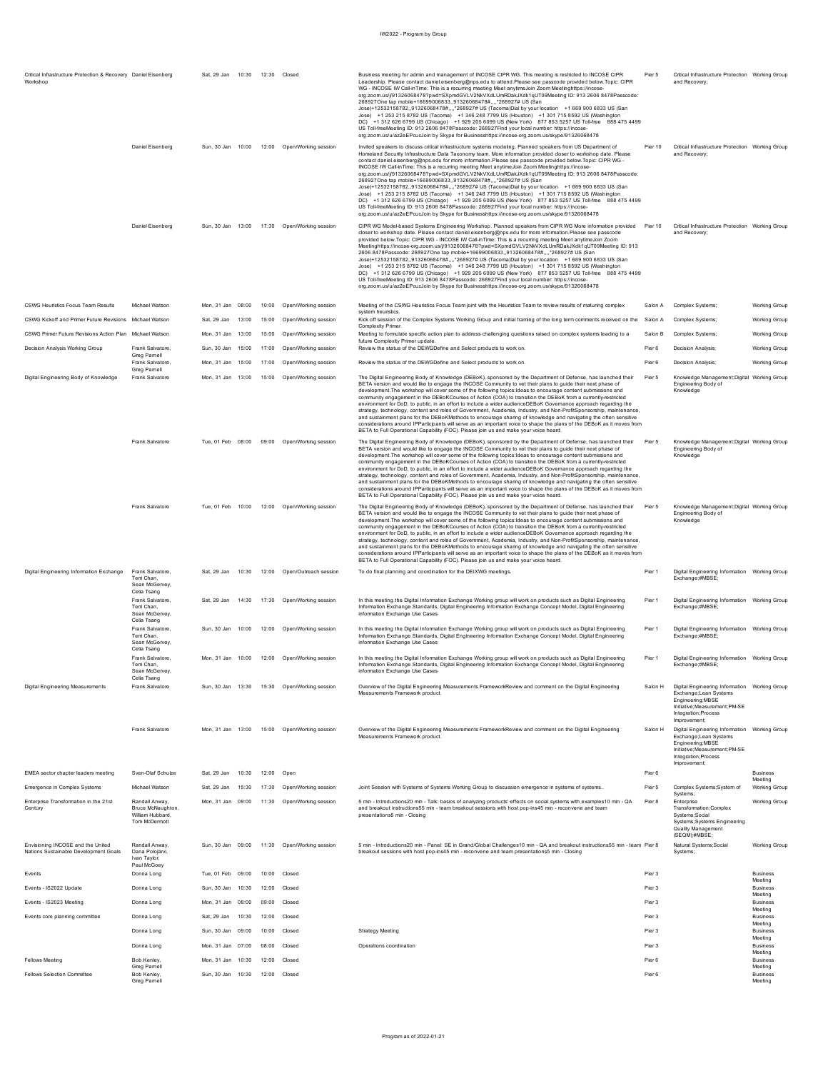| | | | | | | | | | |
|---|---|---|---|---|---|---|---|---|---|
| Critical Infrastructure Protection & Recovery Workshop | Daniel Eisenberg | Sat, 29 Jan | 10:30 | 12:30 | Closed | Business meeting for admin and management of INCOSE CIPR WG. This meeting is restricted to INCOSE CIPR Leadership. Please contact daniel.eisenberg@nps.edu to attend.Please see passcode provided below.Topic: CIPR WG - INCOSE IW Call-inTime: This is a recurring meeting Meet anytimeJoin Zoom Meetinghttps://incose-org.zoom.us/j/91326068478?pwd=SXpmdGVLV2NkVXdLUmRDakJXdk1qUT09Meeting ID: 913 2606 8478Passcode: 268927One tap mobile+16699006833,,91326068478#,,,,*268927# US (San Jose)+12532158782,,91326068478#,,,,*268927# US (Tacoma)Dial by your location +1 669 900 6833 US (San Jose) +1 253 215 8782 US (Tacoma) +1 346 248 7799 US (Houston) +1 301 715 8592 US (Washington DC) +1 312 626 6799 US (Chicago) +1 929 205 6099 US (New York) 877 853 5257 US Toll-free 888 475 4499 US Toll-freeMeeting ID: 913 2606 8478Passcode: 268927Find your local number: https://incose-org.zoom.us/u/az2eEPcucJoin by Skype for Businesshttps://incose-org.zoom.us/skype/91326068478 | Pier 5 | Critical Infrastructure Protection and Recovery; | Working Group |
| | Daniel Eisenberg | Sun, 30 Jan | 10:00 | 12:00 | Open/Working session | Invited speakers to discuss critical infrastructure systems modeling. Planned speakers from US Department of Homeland Security Infrastructure Data Taxonomy team. More information provided closer to workshop date. Please contact daniel.eisenberg@nps.edu for more information.Please see passcode provided below.Topic: CIPR WG - INCOSE IW Call-inTime: This is a recurring meeting Meet anytimeJoin Zoom Meetinghttps://incose-org.zoom.us/j/91326068478?pwd=SXpmdGVLV2NkVXdLUmRDakJXdk1qUT09Meeting ID: 913 2606 8478Passcode: 268927One tap mobile+16699006833,,91326068478#,,,,*268927# US (San Jose)+12532158782,,91326068478#,,,,*268927# US (Tacoma)Dial by your location +1 669 900 6833 US (San Jose) +1 253 215 8782 US (Tacoma) +1 346 248 7799 US (Houston) +1 301 715 8592 US (Washington DC) +1 312 626 6799 US (Chicago) +1 929 205 6099 US (New York) 877 853 5257 US Toll-free 888 475 4499 US Toll-freeMeeting ID: 913 2606 8478Passcode: 268927Find your local number: https://incose-org.zoom.us/u/az2eEPcucJoin by Skype for Businesshttps://incose-org.zoom.us/skype/91326068478 | Pier 10 | Critical Infrastructure Protection and Recovery; | Working Group |
| | Daniel Eisenberg | Sun, 30 Jan | 13:00 | 17:30 | Open/Working session | CIPR WG Model-based Systems Engineering Workshop. Planned speakers from CIPR WG More information provided closer to workshop date. Please contact daniel.eisenberg@nps.edu for more information.Please see passcode provided below.Topic: CIPR WG - INCOSE IW Call-inTime: This is a recurring meeting Meet anytimeJoin Zoom Meetinghttps://incose-org.zoom.us/j/91326068478?pwd=SXpmdGVLV2NkVXdLUmRDakJXdk1qUT09Meeting ID: 913 2606 8478Passcode: 268927One tap mobile+16699006833,,91326068478#,,,,*268927# US (San Jose)+12532158782,,91326068478#,,,,*268927# US (Tacoma)Dial by your location +1 669 900 6833 US (San Jose) +1 253 215 8782 US (Tacoma) +1 346 248 7799 US (Houston) +1 301 715 8592 US (Washington DC) +1 312 626 6799 US (Chicago) +1 929 205 6099 US (New York) 877 853 5257 US Toll-free 888 475 4499 US Toll-freeMeeting ID: 913 2606 8478Passcode: 268927Find your local number: https://incose-org.zoom.us/u/az2eEPcucJoin by Skype for Businesshttps://incose-org.zoom.us/skype/91326068478 | Pier 10 | Critical Infrastructure Protection and Recovery; | Working Group |
| CSWG Heuristics Focus Team Results | Michael Watson | Mon, 31 Jan | 08:00 | 10:00 | Open/Working session | Meeting of the CSWG Heuristics Focus Team joint with the Heuristics Team to review results of maturing complex system heuristics. | Salon A | Complex Systems; | Working Group |
| CSWG Kickoff and Primer Future Revisions | Michael Watson | Sat, 29 Jan | 13:00 | 15:00 | Open/Working session | Kick off session of the Complex Systems Working Group and initial framing of the long term comments received on the Complexity Primer. | Salon A | Complex Systems; | Working Group |
| CSWG Primer Future Revisions Action Plan | Michael Watson | Mon, 31 Jan | 13:00 | 15:00 | Open/Working session | Meeting to formulate specific action plan to address challenging questions raised on complex systems leading to a future Complexity Primer update. | Salon B | Complex Systems; | Working Group |
| Decision Analysis Working Group | Frank Salvatore, Greg Parnell | Sun, 30 Jan | 15:00 | 17:00 | Open/Working session | Review the status of the DEWGDefine and Select products to work on. | Pier 6 | Decision Analysis; | Working Group |
| | Frank Salvatore, Greg Parnell | Mon, 31 Jan | 15:00 | 17:00 | Open/Working session | Review the status of the DEWGDefine and Select products to work on. | Pier 6 | Decision Analysis; | Working Group |
| Digital Engineering Body of Knowledge | Frank Salvatore | Mon, 31 Jan | 13:00 | 15:00 | Open/Working session | The Digital Engineering Body of Knowledge (DEBoK), sponsored by the Department of Defense, has launched their BETA version and would like to engage the INCOSE Community to vet their plans to guide their next phase of development.The workshop will cover some of the following topics:Ideas to encourage content submissions and community engagement in the DEBoKCourses of Action (COA) to transition the DEBoK from a currently-restricted environment for DoD, to public, in an effort to include a wider audienceDEBoK Governance approach regarding the strategy, technology, content and roles of Government, Academia, Industry, and Non-ProfitSponsorship, maintenance, and sustainment plans for the DEBoKMethods to encourage sharing of knowledge and navigating the often sensitive considerations around IPParticipants will serve as an important voice to shape the plans of the DEBoK as it moves from BETA to Full Operational Capability (FOC). Please join us and make your voice heard. | Pier 5 | Knowledge Management;Digital Engineering Body of Knowledge | Working Group |
| | Frank Salvatore | Tue, 01 Feb | 08:00 | 09:00 | Open/Working session | The Digital Engineering Body of Knowledge (DEBoK), sponsored by the Department of Defense, has launched their BETA version and would like to engage the INCOSE Community to vet their plans to guide their next phase of development.The workshop will cover some of the following topics:Ideas to encourage content submissions and community engagement in the DEBoKCourses of Action (COA) to transition the DEBoK from a currently-restricted environment for DoD, to public, in an effort to include a wider audienceDEBoK Governance approach regarding the strategy, technology, content and roles of Government, Academia, Industry, and Non-ProfitSponsorship, maintenance, and sustainment plans for the DEBoKMethods to encourage sharing of knowledge and navigating the often sensitive considerations around IPParticipants will serve as an important voice to shape the plans of the DEBoK as it moves from BETA to Full Operational Capability (FOC). Please join us and make your voice heard. | Pier 5 | Knowledge Management;Digital Engineering Body of Knowledge | Working Group |
| | Frank Salvatore | Tue, 01 Feb | 10:00 | 12:00 | Open/Working session | The Digital Engineering Body of Knowledge (DEBoK), sponsored by the Department of Defense, has launched their BETA version and would like to engage the INCOSE Community to vet their plans to guide their next phase of development.The workshop will cover some of the following topics:Ideas to encourage content submissions and community engagement in the DEBoKCourses of Action (COA) to transition the DEBoK from a currently-restricted environment for DoD, to public, in an effort to include a wider audienceDEBoK Governance approach regarding the strategy, technology, content and roles of Government, Academia, Industry, and Non-ProfitSponsorship, maintenance, and sustainment plans for the DEBoKMethods to encourage sharing of knowledge and navigating the often sensitive considerations around IPParticipants will serve as an important voice to shape the plans of the DEBoK as it moves from BETA to Full Operational Capability (FOC). Please join us and make your voice heard. | Pier 5 | Knowledge Management;Digital Engineering Body of Knowledge | Working Group |
| Digital Engineering Information Exchange | Frank Salvatore, Terri Chan, Sean McGervey, Celia Tsang | Sat, 29 Jan | 10:30 | 12:00 | Open/Outreach session | To do final planning and coordination for the DEIXWG meetings. | Pier 1 | Digital Engineering Information Exchange;#MBSE; | Working Group |
| | Frank Salvatore, Terri Chan, Sean McGervey, Celia Tsang | Sat, 29 Jan | 14:30 | 17:30 | Open/Working session | In this meeting the Digital Information Exchange Working group will work on products such as Digital Engineering Information Exchange Standards, Digital Engineering Information Exchange Concept Model, Digital Engineering information Exchange Use Cases | Pier 1 | Digital Engineering Information Exchange;#MBSE; | Working Group |
| | Frank Salvatore, Terri Chan, Sean McGervey, Celia Tsang | Sun, 30 Jan | 10:00 | 12:00 | Open/Working session | In this meeting the Digital Information Exchange Working group will work on products such as Digital Engineering Information Exchange Standards, Digital Engineering Information Exchange Concept Model, Digital Engineering information Exchange Use Cases | Pier 1 | Digital Engineering Information Exchange;#MBSE; | Working Group |
| | Frank Salvatore, Terri Chan, Sean McGervey, Celia Tsang | Mon, 31 Jan | 10:00 | 12:00 | Open/Working session | In this meeting the Digital Information Exchange Working group will work on products such as Digital Engineering Information Exchange Standards, Digital Engineering Information Exchange Concept Model, Digital Engineering information Exchange Use Cases | Pier 1 | Digital Engineering Information Exchange;#MBSE; | Working Group |
| Digital Engineering Measurements | Frank Salvatore | Sun, 30 Jan | 13:30 | 15:30 | Open/Working session | Overview of the Digital Engineering Measurements FrameworkReview and comment on the Digital Engineering Measurements Framework product. | Salon H | Digital Engineering Information Exchange;Lean Systems Engineering;MBSE Initiative;Measurement;PM-SE Integration;Process Improvement; | Working Group |
| | Frank Salvatore | Mon, 31 Jan | 13:00 | 15:00 | Open/Working session | Overview of the Digital Engineering Measurements FrameworkReview and comment on the Digital Engineering Measurements Framework product. | Salon H | Digital Engineering Information Exchange;Lean Systems Engineering;MBSE Initiative;Measurement;PM-SE Integration;Process Improvement; | Working Group |
| EMEA sector chapter leaders meeting | Sven-Olaf Schulze | Sat, 29 Jan | 10:30 | 12:00 | Open | | Pier 6 | | Business Meeting |
| Emergence in Complex Systems | Michael Watson | Sat, 29 Jan | 15:30 | 17:30 | Open/Working session | Joint Session with Systems of Systems Working Group to discussion emergence in systems of systems.. | Pier 5 | Complex Systems;System of Systems; | Working Group |
| Enterprise Transformation in the 21st Century | Randall Anway, Bruce McNaughton, William Hubbard, Tom McDermott | Mon, 31 Jan | 09:00 | 11:30 | Open/Working session | 5 min - Introductions20 min - Talk: basics of analyzing products' effects on social systems with examples10 min - QA and breakout instructions55 min - team breakout sessions with host pop-ins45 min - reconvene and team presentations5 min - Closing | Pier 8 | Enterprise Transformation;Complex Systems;Social Systems;Systems Engineering Quality Management (SEQM);#MBSE; | Working Group |
| Envisioning INCOSE and the United Nations Sustainable Development Goals | Randall Anway, Dana Polojärvi, Ivan Taylor, Paul McGoey | Sun, 30 Jan | 09:00 | 11:30 | Open/Working session | 5 min - Introductions20 min - Panel: SE in Grand/Global Challenges10 min - QA and breakout instructions55 min - team breakout sessions with host pop-ins45 min - reconvene and team presentations5 min - Closing | Pier 8 | Natural Systems;Social Systems; | Working Group |
| Events | Donna Long | Tue, 01 Feb | 09:00 | 10:00 | Closed | | Pier 3 | | Business Meeting |
| Events - IS2022 Update | Donna Long | Sun, 30 Jan | 10:30 | 12:00 | Closed | | Pier 3 | | Business Meeting |
| Events - IS2023 Meeting | Donna Long | Mon, 31 Jan | 08:00 | 09:00 | Closed | | Pier 3 | | Business Meeting |
| Events core planning committee | Donna Long | Sat, 29 Jan | 10:30 | 12:00 | Closed | | Pier 3 | | Business Meeting |
| | Donna Long | Sun, 30 Jan | 09:00 | 10:00 | Closed | Strategy Meeting | Pier 3 | | Business Meeting |
| | Donna Long | Mon, 31 Jan | 07:00 | 08:00 | Closed | Operations coordination | Pier 3 | | Business Meeting |
| Fellows Meeting | Bob Kenley, Greg Parnell | Mon, 31 Jan | 10:30 | 12:00 | Closed | | Pier 6 | | Business Meeting |
| Fellows Selection Committee | Bob Kenley, Greg Parnell | Sun, 30 Jan | 10:30 | 12:00 | Closed | | Pier 6 | | Business Meeting |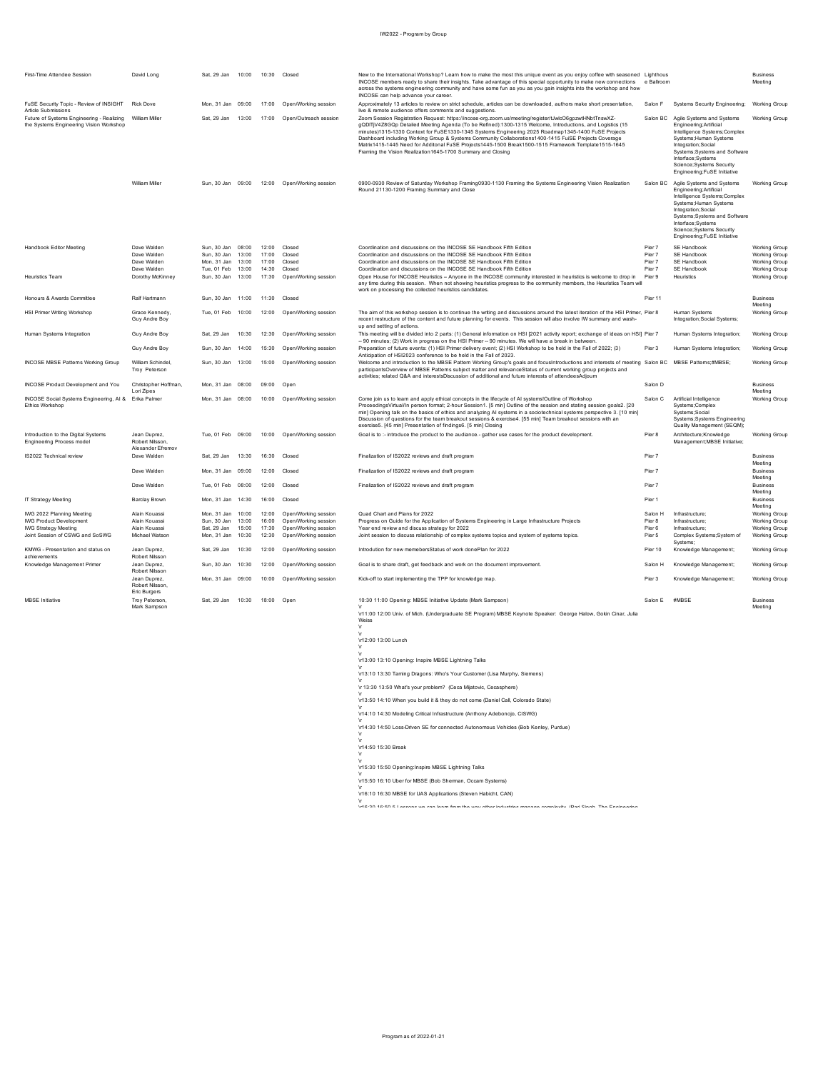| | | | | | | | | | |
|---|---|---|---|---|---|---|---|---|---|
| First-Time Attendee Session | David Long | Sat, 29 Jan | 10:00 | 10:30 | Closed | New to the International Workshop? Learn how to make the most this unique event as you enjoy coffee with seasoned INCOSE members ready to share their insights. Take advantage of this special opportunity to make new connections across the systems engineering community and have some fun as you as you gain insights into the workshop and how INCOSE can help advance your career. | Lighthouse Ballroom | | Business Meeting |
| FuSE Security Topic - Review of INSIGHT Article Submissions | Rick Dove | Mon, 31 Jan | 09:00 | 17:00 | Open/Working session | Approximately 13 articles to review on strict schedule, articles can be downloaded, authors make short presentation, live & remote audience offers comments and suggestions. | Salon F | Systems Security Engineering; | Working Group |
| Future of Systems Engineering - Realizing the Systems Engineering Vision Workshop | William Miller | Sat, 29 Jan | 13:00 | 17:00 | Open/Outreach session | Zoom Session Registration Request: https://incose-org.zoom.us/meeting/register/tJwlcO6gpzwtHNbtTnswXZ-gQDITjV4Z8GQp Detailed Meeting Agenda (To be Refined):1300-1315 Welcome, Introductions, and Logistics (15 minutes)1315-1330 Context for FuSE1330-1345 Systems Engineering 2025 Roadmap1345-1400 FuSE Projects Dashboard including Working Group & Systems Community Collaborations1400-1415 FuSE Projects Coverage Matrix1415-1445 Need for Additonal FuSE Projects1445-1500 Break1500-1515 Framework Template1515-1645 Framing the Vision Realization1645-1700 Summary and Closing | Salon BC | Agile Systems and Systems Engineering;Artificial Intelligence Systems;Complex Systems;Human Systems Integration;Social Systems;Systems and Software Interface;Systems Science;Systems Security Engineering;FuSE Initiative | Working Group |
| | William Miller | Sun, 30 Jan | 09:00 | 12:00 | Open/Working session | 0900-0930 Review of Saturday Workshop Framing0930-1130 Framing the Systems Engineering Vision Realization Round 21130-1200 Framing Summary and Close | Salon BC | Agile Systems and Systems Engineering;Artificial Intelligence Systems;Complex Systems;Human Systems Integration;Social Systems;Systems and Software Interface;Systems Science;Systems Security Engineering;FuSE Initiative | Working Group |
| Handbook Editor Meeting | Dave Walden | Sun, 30 Jan | 08:00 | 12:00 | Closed | Coordination and discussions on the INCOSE SE Handbook Fifth Edition | Pier 7 | SE Handbook | Working Group |
| | Dave Walden | Sun, 30 Jan | 13:00 | 17:00 | Closed | Coordination and discussions on the INCOSE SE Handbook Fifth Edition | Pier 7 | SE Handbook | Working Group |
| | Dave Walden | Mon, 31 Jan | 13:00 | 17:00 | Closed | Coordination and discussions on the INCOSE SE Handbook Fifth Edition | Pier 7 | SE Handbook | Working Group |
| | Dave Walden | Tue, 01 Feb | 13:00 | 14:30 | Closed | Coordination and discussions on the INCOSE SE Handbook Fifth Edition | Pier 7 | SE Handbook | Working Group |
| Heuristics Team | Dorothy McKinney | Sun, 30 Jan | 13:00 | 17:30 | Open/Working session | Open House for INCOSE Heuristics -- Anyone in the INCOSE community interested in heuristics is welcome to drop in any time during this session. When not showing heuristics progress to the community members, the Heuristics Team will work on processing the collected heuristics candidates. | Pier 9 | Heuristics | Working Group |
| Honours & Awards Committee | Ralf Hartmann | Sun, 30 Jan | 11:00 | 11:30 | Closed | | Pier 11 | | Business Meeting |
| HSI Primer Writing Workshop | Grace Kennedy, Guy Andre Boy | Tue, 01 Feb | 10:00 | 12:00 | Open/Working session | The aim of this workshop session is to continue the writing and discussions around the latest iteration of the HSI Primer, recent restructure of the content and future planning for events. This session will also involve IW summary and wash-up and setting of actions. | Pier 8 | Human Systems Integration;Social Systems; | Working Group |
| Human Systems Integration | Guy Andre Boy | Sat, 29 Jan | 10:30 | 12:30 | Open/Working session | This meeting will be divided into 2 parts: (1) General information on HSI [2021 activity report; exchange of ideas on HSI] -- 90 minutes; (2) Work in progress on the HSI Primer -- 90 minutes. We will have a break in between. | Pier 7 | Human Systems Integration; | Working Group |
| | Guy Andre Boy | Sun, 30 Jan | 14:00 | 15:30 | Open/Working session | Preparation of future events: (1) HSI Primer delivery event; (2) HSI Workshop to be held in the Fall of 2022; (3) Anticipation of HSI2023 conference to be held in the Fall of 2023. | Pier 3 | Human Systems Integration; | Working Group |
| INCOSE MBSE Patterns Working Group | William Schindel, Troy Peterson | Sun, 30 Jan | 13:00 | 15:00 | Open/Working session | Welcome and introduction to the MBSE Pattern Working Group's goals and focusIntroductions and interests of meeting participantsOverview of MBSE Patterns subject matter and relevanceStatus of current working group projects and activities; related Q&A and interestsDiscussion of additional and future interests of attendeesAdjourn | Salon BC | MBSE Patterns;#MBSE; | Working Group |
| INCOSE Product Development and You | Christopher Hoffman, Lori Zipes | Mon, 31 Jan | 08:00 | 09:00 | Open | | Salon D | | Business Meeting |
| INCOSE Social Systems Engineering, AI & Ethics Workshop | Erika Palmer | Mon, 31 Jan | 08:00 | 10:00 | Open/Working session | Come join us to learn and apply ethical concepts in the lifecycle of AI systems!Outline of Workshop ProceedingsVirtual/In person format; 2-hour Session1. [5 min] Outline of the session and stating session goals2. [20 min] Opening talk on the basics of ethics and analyzing AI systems in a sociotechnical systems perspective 3. [10 min] Discussion of questions for the team breakout sessions & exercise4. [55 min] Team breakout sessions with an exercise5. [45 min] Presentation of findings6. [5 min] Closing | Salon C | Artificial Intelligence Systems;Complex Systems;Social Systems;Systems Engineering Quality Management (SEQM); | Working Group |
| Introduction to the Digital Systems Engineering Process model | Jean Duprez, Robert Nilsson, Alexander Efremov | Tue, 01 Feb | 09:00 | 10:00 | Open/Working session | Goal is to :- introduce the product to the audiance.- gather use cases for the product development. | Pier 8 | Architecture;Knowledge Management;MBSE Initiative; | Working Group |
| IS2022 Technical review | Dave Walden | Sat, 29 Jan | 13:30 | 16:30 | Closed | Finalization of IS2022 reviews and draft program | Pier 7 | | Business Meeting |
| | Dave Walden | Mon, 31 Jan | 09:00 | 12:00 | Closed | Finalization of IS2022 reviews and draft program | Pier 7 | | Business Meeting |
| | Dave Walden | Tue, 01 Feb | 08:00 | 12:00 | Closed | Finalization of IS2022 reviews and draft program | Pier 7 | | Business Meeting |
| IT Strategy Meeting | Barclay Brown | Mon, 31 Jan | 14:30 | 16:00 | Closed | | Pier 1 | | Business Meeting |
| IWG 2022 Planning Meeting | Alain Kouassi | Mon, 31 Jan | 10:00 | 12:00 | Open/Working session | Quad Chart and Plans for 2022 | Salon H | Infrastructure; | Working Group |
| IWG Product Development | Alain Kouassi | Sun, 30 Jan | 13:00 | 16:00 | Open/Working session | Progress on Guide for the Application of Systems Engineering in Large Infrastructure Projects | Pier 8 | Infrastructure; | Working Group |
| IWG Strategy Meeting | Alain Kouassi | Sat, 29 Jan | 15:00 | 17:30 | Open/Working session | Year end review and discuss strategy for 2022 | Pier 6 | Infrastructure; | Working Group |
| Joint Session of CSWG and SoSWG | Michael Watson | Mon, 31 Jan | 10:30 | 12:30 | Open/Working session | Joint session to discuss relationship of complex systems topics and system of systems topics. | Pier 5 | Complex Systems;System of Systems; | Working Group |
| KMWG - Presentation and status on achievements | Jean Duprez, Robert Nilsson | Sat, 29 Jan | 10:30 | 12:00 | Open/Working session | Introdution for new memebersStatus of work donePlan for 2022 | Pier 10 | Knowledge Management; | Working Group |
| Knowledge Management Primer | Jean Duprez, Robert Nilsson | Sun, 30 Jan | 10:30 | 12:00 | Open/Working session | Goal is to share draft, get feedback and work on the document improvement. | Salon H | Knowledge Management; | Working Group |
| | Jean Duprez, Robert Nilsson, Eric Burgers | Mon, 31 Jan | 09:00 | 10:00 | Open/Working session | Kick-off to start implementing the TPP for knowledge map. | Pier 3 | Knowledge Management; | Working Group |
| MBSE Initiative | Troy Peterson, Mark Sampson | Sat, 29 Jan | 10:30 | 18:00 | Open | 10:30 11:00 Opening: MBSE Initiative Update (Mark Sampson) \r \r11:00 12:00 Univ. of Mich. (Undergraduate SE Program) MBSE Keynote Speaker: George Halow, Gokin Cinar, Julia Weiss \r \r \r12:00 13:00 Lunch \r \r \r13:00 13:10 Opening: Inspire MBSE Lightning Talks \r \r13:10 13:30 Taming Dragons: Who's Your Customer (Lisa Murphy, Siemens) \r \r 13:30 13:50 What's your problem? (Ceca Mijatovic, Cecasphere) \r \r13:50 14:10 When you build it & they do not come (Daniel Call, Colorado State) \r \r14:10 14:30 Modeling Critical Infrastructure (Anthony Adebonojo, CISWG) \r \r14:30 14:50 Loss-Driven SE for connected Autonomous Vehicles (Bob Kenley, Purdue) \r \r \r14:50 15:30 Break \r \r \r15:30 15:50 Opening:Inspire MBSE Lightning Talks \r \r15:50 16:10 Uber for MBSE (Bob Sherman, Occam Systems) \r \r16:10 16:30 MBSE for UAS Applications (Steven Habicht, CAN) \r \r16:30 16:50 5 Lessons we can learn from the way other industries manage complexity (Bari Singh, The Engineering | Salon E | #MBSE | Business Meeting |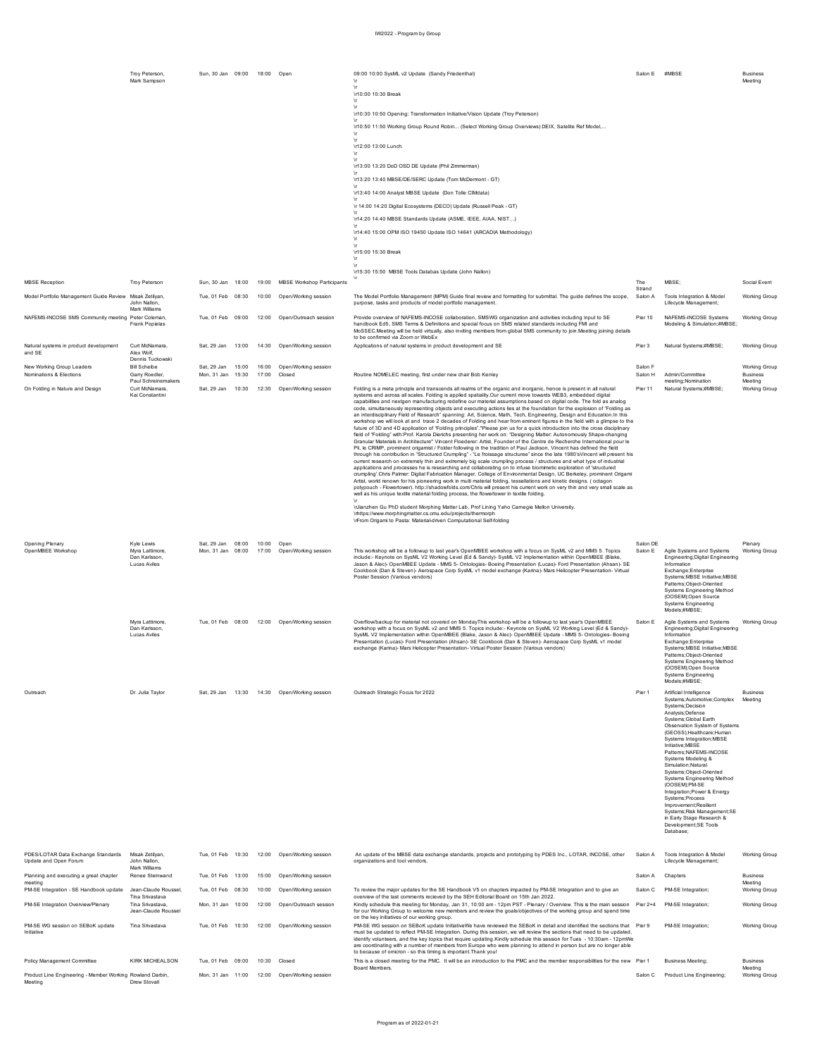| | | | | | | | | | |
|---|---|---|---|---|---|---|---|---|---|
| | Troy Peterson, Mark Sampson | Sun, 30 Jan | 09:00 | 18:00 | Open | 09:00 10:00 SysML v2 Update (Sandy Friedenthal) \r \r \r10:00 10:30 Break \r \r \r10:30 10:50 Opening: Transformation Initiative/Vision Update (Troy Peterson) \r \r10:50 11:50 Working Group Round Robin... (Select Working Group Overviews) DEIX, Satellite Ref Model,... \r \r \r12:00 13:00 Lunch \r \r \r13:00 13:20 DoD OSD DE Update (Phil Zimmerman) \r \r13:20 13:40 MBSE/DE/SERC Update (Tom McDermont - GT) \r \r13:40 14:00 Analyst MBSE Update (Don Tolle CIMdata) \r \r 14:00 14:20 Digital Ecosystems (DECO) Update (Russell Peak - GT) \r \r14:20 14:40 MBSE Standards Update (ASME, IEEE, AIAA, NIST…) \r \r14:40 15:00 OPM ISO 19450 Update ISO 14641 (ARCADIA Methodology) \r \r \r15:00 15:30 Break \r \r \r15:30 15:50 MBSE Tools Databas Update (John Nallon) \r | Salon E | #MBSE | Business Meeting |
| MBSE Reception | Troy Peterson | Sun, 30 Jan | 18:00 | 19:00 | MBSE Workshop Participants | | The Strand | MBSE; | Social Event |
| Model Portfolio Management Guide Review | Misak Zetilyan, John Nallon, Mark Williams | Tue, 01 Feb | 08:30 | 10:00 | Open/Working session | The Model Portfolio Management (MPM) Guide final review and formatting for submittal. The guide defines the scope, purpose, tasks and products of model portfolio management. | Salon A | Tools Integration & Model Lifecycle Management; | Working Group |
| NAFEMS-INCOSE SMS Community meeting | Peter Coleman, Frank Popielas | Tue, 01 Feb | 09:00 | 12:00 | Open/Outreach session | Provide overview of NAFEMS-INCOSE collaboration, SMSWG organization and activities including input to SE handbook Ed5, SMS Terms & Definitions and special focus on SMS related standards including FMI and MoSSEC.Meeting will be held virtually, also inviting members from global SMS community to join.Meeting joining details to be confirmed via Zoom or WebEx | Pier 10 | NAFEMS-INCOSE Systems Modeling & Simulation;#MBSE; | Working Group |
| Natural systems in product development and SE | Curt McNamara, Alex Wolf, Dennis Tuckowski | Sat, 29 Jan | 13:00 | 14:30 | Open/Working session | Applications of natural systems in product development and SE | Pier 3 | Natural Systems;#MBSE; | Working Group |
| New Working Group Leaders | Bill Scheibe | Sat, 29 Jan | 15:00 | 16:00 | Open/Working session | | Salon F | | Working Group |
| Nominations & Elections | Garry Roedler, Paul Schreinemakers | Mon, 31 Jan | 15:30 | 17:00 | Closed | Routine NOMELEC meeting, first under new chair Bob Kenley | Salon H | Admin/Committee meeting;Nomination | Business Meeting |
| On Folding in Nature and Design | Curt McNamara, Kai Constantini | Sat, 29 Jan | 10:30 | 12:30 | Open/Working session | Folding is a meta principle and transcends all realms of the organic and inorganic, hence is present in all natural systems and across all scales. Folding is applied spatiality.Our current move towards WEB3, embedded digital capabilities and nextgen manufacturing redefine our material assumptions based on digital code. The fold as analog code, simultaneously representing objects and executing actions lies at the foundation for the explosion of "Folding as an interdisciplinary Field of Research" spanning: Art, Science, Math, Tech, Engineering, Design and Education.In this workshop we will look at and trace 2 decades of Folding and hear from eminent figures in the field with a glimpse to the future of 3D and 4D application of "Folding principles".\"Please join us for a quick introduction into the cross disciplinary field of "Folding" with:Prof. Karola Dierichs presenting her work on: "Designing Matter: Autonomously Shape-changing Granular Materials in Architecture" Vincent Floederer: Artist, Founder of the Centre de Recherche International pour le Pli, le CRIMP, prominent origamist / Folder following in the tradition of Paul Jackson, Vincent has defined the field through his contribution in "Structured Crumpling" - "Le froissage structuree" since the late 1980's Vincent will present his current research on extremely thin and extremely big scale crumpling process / structures and what type of industrial applications and processes he is researching and collaborating on to infuse biomimetic exploration of 'structured crumpling'.Chris Palmer: Digital Fabrication Manager, College of Environmental Design, UC Berkeley, prominent Origami Artist, world renown for his pioneering work in multi material folding, tessellations and kinetic designs. ( octagon polypouch - Flowertower). http://shadowfolds.com/Chris will present his current work on very thin and very small scale as well as his unique textile material folding process, the flowertower in textile folding. \r \rJianzhen Gu PhD student Morphing Matter Lab, Prof Lining Yaho Carnegie Mellon University. \rhttps://www.morphingmatter.cs.cmu.edu/projects/thermorph \rFrom Origami to Pasta: Material-driven Computational Self-folding | Pier 11 | Natural Systems;#MBSE; | Working Group |
| Opening Plenary | Kyle Lewis | Sat, 29 Jan | 08:00 | 10:00 | Open | | Salon DE | | Plenary |
| OpenMBEE Workshop | Myra Lattimore, Dan Karlsson, Lucas Aviles | Mon, 31 Jan | 08:00 | 17:00 | Open/Working session | This workshop will be a followup to last year's OpenMBEE workshop with a focus on SysML v2 and MMS 5. Topics include:- Keynote on SysML V2 Working Level (Ed & Sandy)- SysML V2 Implementation within OpenMBEE (Blake, Jason & Alec)- OpenMBEE Update - MMS 5- Ontologies- Boeing Presentation (Lucas)- Ford Presentation (Ahsan)- SE Cookbook (Dan & Steven)- Aerospace Corp SysML v1 model exchange (Karina)- Mars Helicopter Presentation- Virtual Poster Session (Various vendors) | Salon E | Agile Systems and Systems Engineering;Digital Engineering Information Exchange;Enterprise Systems;MBSE Initiative;MBSE Patterns;Object-Oriented Systems Engineering Method (OOSEM);Open Source Systems Engineering Models;#MBSE; | Working Group |
| | Myra Lattimore, Dan Karlsson, Lucas Aviles | Tue, 01 Feb | 08:00 | 12:00 | Open/Working session | Overflow/backup for material not covered on MondayThis workshop will be a followup to last year's OpenMBEE workshop with a focus on SysML v2 and MMS 5. Topics include:- Keynote on SysML V2 Working Level (Ed & Sandy)- SysML V2 Implementation within OpenMBEE (Blake, Jason & Alec)- OpenMBEE Update - MMS 5- Ontologies- Boeing Presentation (Lucas)- Ford Presentation (Ahsan)- SE Cookbook (Dan & Steven)- Aerospace Corp SysML v1 model exchange (Karina)- Mars Helicopter Presentation- Virtual Poster Session (Various vendors) | Salon E | Agile Systems and Systems Engineering;Digital Engineering Information Exchange;Enterprise Systems;MBSE Initiative;MBSE Patterns;Object-Oriented Systems Engineering Method (OOSEM);Open Source Systems Engineering Models;#MBSE; | Working Group |
| Outreach | Dr. Julia Taylor | Sat, 29 Jan | 13:30 | 14:30 | Open/Working session | Outreach Strategic Focus for 2022 | Pier 1 | Artificial Intelligence Systems;Automotive;Complex Systems;Decision Analysis;Defense Systems;Global Earth Observation System of Systems (GEOSS);Healthcare;Human Systems Integration;MBSE Initiative;MBSE Patterns;NAFEMS-INCOSE Systems Modeling & Simulation;Natural Systems;Object-Oriented Systems Engineering Method (OOSEM);PM-SE Integration;Power & Energy Systems;Process Improvement;Resilient Systems;Risk Management;SE in Early Stage Research & Development;SE Tools Database; | Business Meeting |
| PDES/LOTAR Data Exchange Standards Update and Open Forum | Misak Zetilyan, John Nallon, Mark Williams | Tue, 01 Feb | 10:30 | 12:00 | Open/Working session | An update of the MBSE data exchange standards, projects and prototyping by PDES Inc., LOTAR, INCOSE, other organizations and tool vendors. | Salon A | Tools Integration & Model Lifecycle Management; | Working Group |
| Planning and executing a great chapter meeting | Renee Steinwand | Tue, 01 Feb | 13:00 | 15:00 | Open/Working session | | Salon A | Chapters | Business Meeting |
| PM-SE Integration - SE Handbook update | Jean-Claude Roussel, Tina Srivastava | Tue, 01 Feb | 08:30 | 10:00 | Open/Working session | To review the major updates for the SE Handbook V5 on chapters impacted by PM-SE Integration and to give an overview of the last comments recieved by the SEH Editorial Board on 15th Jan 2022. | Salon C | PM-SE Integration; | Working Group |
| PM-SE Integration Overview/Plenary | Tina Srivastava, Jean-Claude Roussel | Mon, 31 Jan | 10:00 | 12:00 | Open/Outreach session | Kindly schedule this meeting for Monday, Jan 31, 10:00 am - 12pm PST - Plenary / Overview. This is the main session for our Working Group to welcome new members and review the goals/objectives of the working group and spend time on the key initiatives of our working group. | Pier 2+4 | PM-SE Integration; | Working Group |
| PM-SE WG session on SEBoK update Initiative | Tina Srivastava | Tue, 01 Feb | 10:30 | 12:00 | Open/Working session | PM-SE WG session on SEBoK update InitiativeWe have reviewed the SEBoK in detail and identified the sections that must be updated to reflect PM-SE Integration. During this session, we will review the sections that need to be updated, identify volunteers, and the key topics that require updating.Kindly schedule this session for Tues - 10:30am - 12pmWe are coordinating with a number of members from Europe who were planning to attend in person but are no longer able to because of omicron - so this timing is important.Thank you! | Pier 9 | PM-SE Integration; | Working Group |
| Policy Management Committee | KIRK MICHEALSON | Tue, 01 Feb | 09:00 | 10:30 | Closed | This is a closed meeting for the PMC. It will be an introduction to the PMC and the member responsibilities for the new Board Members. | Pier 1 | Business Meeting; | Business Meeting |
| Product Line Engineering - Member Working Meeting | Rowland Darbin, Drew Stovall | Mon, 31 Jan | 11:00 | 12:00 | Open/Working session | | Salon C | Product Line Engineering; | Working Group |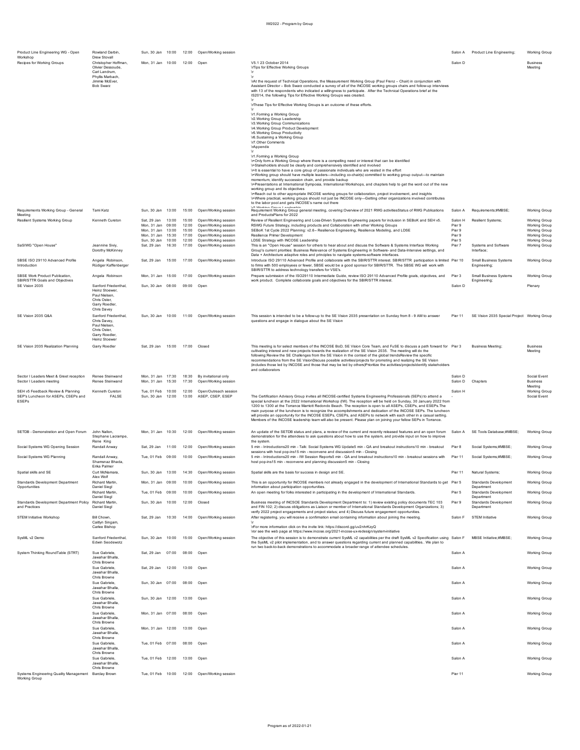| Session | Organizer(s) | Date | Start | End | Type | Description | Room | Category | Format |
|---|---|---|---|---|---|---|---|---|---|
| Product Line Engineering WG - Open Workshop | Rowland Darbin, Drew Stovall | Sun, 30 Jan | 10:00 | 12:00 | Open/Working session | | Salon A | Product Line Engineering; | Working Group |
| Recipes for Working Groups | Christopher Hoffman, Olivier Dessoude, Carl Landrum, Phyllis Marbach, Jimmie McEver, Bob Swarz | Mon, 31 Jan | 10:00 | 12:00 | Open | V5.1 23 October 2014 \rTips for Effective Working Groups \r \r \rAt the request of Technical Operations, the Measurement Working Group (Paul Frenz – Chair) in conjunction with Assistant Director – Bob Swarz conducted a survey of all of the INCOSE working groups chairs and follow-up interviews with 13 of the respondents who indicated a willingness to participate. After the Technical Operations brief at the IS2014, the following Tips for Effective Working Groups was created. \r \rThese Tips for Effective Working Groups is an outcome of these efforts. \r \r1.Forming a Working Group \r2.Working Group Leadership \r3.Working Group Communications \r4.Working Group Product Development \r5.Working Group Productivity \r6.Sustaining a Working Group \r7.Other Comments \rAppendix \r \r1.Forming a Working Group \r•Only form a Working Group where there is a compelling need or interest that can be identified \r•Stakeholders should be clearly and comprehensively identified and involved \r•It is essential to have a core group of passionate individuals who are vested in the effort \r•Working group should have multiple leaders—including co-chair(s) committed to working group output—to maintain momentum, identify succession chain, and provide backup \r•Presentations at International Symposia, International Workshops, and chapters help to get the word out of the new working group and its objectives \r•Reach out to other appropriate INCOSE working groups for collaboration, project involvement, and insights \r•Where practical, working groups should not just be INCOSE only—Getting other organizations involved contributes to the labor pool and gets INCOSE's name out there \r2.Working Group Leadership | Salon D | | Business Meeting |
| Requirements Working Group - General Meeting | Tami Katz | Sun, 30 Jan | 13:00 | 15:00 | Open/Working session | Requirement Working Group general meeting, covering:Overview of 2021 RWG activitiesStatus of RWG Publications and ProductsPlans for 2022 | Salon A | Requirements;#MBSE; | Working Group |
| Resilient Systems Working Group | Kenneth Cureton | Sat, 29 Jan | 13:00 | 15:00 | Open/Working session | Review of Resilient Engineering and Loss-Driven Systems Engineering papers for inclusion in SEBoK and SEH v5. | Salon H | Resilient Systems; | Working Group |
| | | Mon, 31 Jan | 09:00 | 12:00 | Open/Working session | RSWG Future Strategy, including products and Collaboration with other Working Groups | Pier 9 | | Working Group |
| | | Mon, 31 Jan | 13:00 | 15:00 | Open/Working session | SEBoK 1st Cycle 2022 Planning: v2.6-- Resilience Engineering, Resilience Modeling, and LDSE | Pier 9 | | Working Group |
| | | Mon, 31 Jan | 15:30 | 17:00 | Open/Working session | Resilience Primer Development | Pier 9 | | Working Group |
| | | Sun, 30 Jan | 10:00 | 12:00 | Open/Working session | LDSE Strategy with INCOSE Leadership | Pier 5 | | Working Group |
| SaSIWG "Open House" | Jeannine Siviy, Dorothy McKinney | Sat, 29 Jan | 16:30 | 17:00 | Open/Working session | This is an "Open House" session for others to hear about and discuss the Software & Systems Interface Working Group's current priorities: Business Relevance of Systems Engineering in Software- and Data-Intensive settings, and Data + Architecture adaptive roles and principles to navigate systems-software interfaces. | Pier 7 | Systems and Software Interface; | Working Group |
| SBSE ISO 29110 Advanced Profile Introduction | Angela Robinson, Rüdiger Kaffenberger | Sat, 29 Jan | 15:00 | 17:00 | Open/Working session | Introduce ISO 29110 Advanced Profile and collaborate with the SBIR/STTR interest. SBIR/STTR participation is limited to firms with 500 employees or fewer, SBSE would be a good sponsor for SBIR/STTR. The SBSE WG will work with SBIR/STTR to address technology transfers for VSE's. | Pier 10 | Small Business Systems Engineering; | Working Group |
| SBSE Work Product Publication, SBIR/STTR Goals and Objectives | Angela Robinson | Mon, 31 Jan | 15:00 | 17:00 | Open/Working session | Prepare submission of the ISO29110 Intermediate Guide, review ISO 29110 Advanced Profile goals, objectives, and work product. Complete collaborate goals and objectives for the SBIR/STTR interest. | Pier 3 | Small Business Systems Engineering; | Working Group |
| SE Vision 2035 | Sanford Friedenthal, Heinz Stoewer, Paul Nielsen, Chris Oster, Garry Roedler, Chris Davey | Sun, 30 Jan | 08:00 | 09:00 | Open | | Salon D | | Plenary |
| SE Vision 2035 Q&A | Sanford Friedenthal, Chris Davey, Paul Nielsen, Chris Oster, Garry Roedler, Heinz Stoewer | Sun, 30 Jan | 10:00 | 11:00 | Open/Working session | This session is intended to be a follow-up to the SE Vision 2035 presentation on Sunday from 8 - 9 AM to answer questions and engage in dialogue about the SE Vision | Pier 11 | SE Vision 2035 Special Project | Working Group |
| SE Vision 2035 Realization Planning | Garry Roedler | Sat, 29 Jan | 15:00 | 17:00 | Closed | This meeting is for select members of the INCOSE BoD, SE Vision Core Team, and FuSE to discuss a path forward for cultivating interest and new projects towards the realization of the SE Vision 2035. The meeting will do the following:Review the SE Challenges from the SE Vision in the context of the global trendsReview the specific recommendations from the SE VisionDiscuss possible activities/projects for promoting and realizing the SE Vision (includes those led by INCOSE and those that may be led by others)Prioritize the activities/projectsIdentify stakeholders and collaborators | Pier 3 | Business Meeting; | Business Meeting |
| Sector I Leaders Meet & Greet reception | Renee Steinwand | Mon, 31 Jan | 17:30 | 18:30 | By invitational only | | Salon D | | Social Event |
| Sector I Leaders meeting | Renee Steinwand | Mon, 31 Jan | 15:30 | 17:30 | Open/Working session | | Salon D | Chapters | Business Meeting |
| SEH v5 Feedback Review & Planning | Kenneth Cureton | Tue, 01 Feb | 10:00 | 12:00 | Open/Outreach session | | Salon H | | Working Group |
| SEP's Luncheon for ASEPs, CSEPs and ESEPs | FALSE | Sun, 30 Jan | 12:00 | 13:00 | ASEP, CSEP, ESEP | The Certification Advisory Group invites all INCOSE-certified Systems Engineering Professionals (SEPs) to attend a special luncheon at the 2022 International Workshop (IW). The reception will be held on Sunday, 30 January 2022 from 1200 to 1300 at the Torrance Marriott Redondo Beach. The reception is open to all ASEPs, CSEPs, and ESEPs.The main purpose of the luncheon is to recognize the accomplishments and dedication of the INCOSE SEPs. The luncheon will provide an opportunity for the INCOSE ESEPs, CSEPs, and ASEPs to network with each other in a casual setting. Members of the INCOSE leadership team will also be present. Please plan on joining your fellow SEPs in Torrance. | - | | Social Event |
| SETDB - Demonstration and Open Forum | John Nallon, Stephane Lacrampe, Rene King | Mon, 31 Jan | 10:30 | 12:00 | Open/Working session | An update of the SETDB status and plans, a review of the current and recently released features and an open forum demonstration for the attendees to ask questions about how to use the system, and provide input on how to improve the system. | Salon A | SE Tools Database;#MBSE; | Working Group |
| Social Systems WG Opening Session | Randall Anway | Sat, 29 Jan | 11:00 | 12:00 | Open/Working session | 5 min - Introductions20 min - Talk: Social Systems WG Update5 min - QA and breakout instructions10 min - breakout sessions with host pop-ins15 min - reconvene and discussion5 min - Closing | Pier 8 | Social Systems;#MBSE; | Working Group |
| Social Systems WG Planning | Randall Anway, Shamsnaz Bhada, Erika Palmer | Tue, 01 Feb | 09:00 | 10:00 | Open/Working session | 5 min - Introductions20 min - IW Session Reports5 min - QA and breakout instructions10 min - breakout sessions with host pop-ins15 min - reconvene and planning discussion5 min - Closing | Pier 11 | Social Systems;#MBSE; | Working Group |
| Spatial skills and SE | Curt McNamara, Alex Wolf | Sun, 30 Jan | 13:00 | 14:30 | Open/Working session | Spatial skills are the basis for success in design and SE. | Pier 11 | Natural Systems; | Working Group |
| Standards Development Department Opportunities | Richard Martin, Daniel Siegl | Mon, 31 Jan | 09:00 | 10:00 | Open/Working session | This is an opportunity for INCOSE members not already engaged in the development of International Standards to get information about participation opportunities. | Pier 5 | Standards Development Department | Working Group |
| | Richard Martin, Daniel Siegl | Tue, 01 Feb | 09:00 | 10:00 | Open/Working session | An open meeting for folks interested in participating in the development of International Standards. | Pier 5 | Standards Development Department | Working Group |
| Standards Development Department Policy and Practices | Richard Martin, Daniel Siegl | Sun, 30 Jan | 10:00 | 12:00 | Closed | Business meeting of INCSOE Standards Development Department to: 1) review existing policy documents TEC 103 and FIN 102; 2) discuss obligations as Liaison or member of International Standards Development Organizations; 3) verify 2022 project engagements and project status; and 4) Discuss future engagement opportunities. | Pier 9 | Standards Development Department | Working Group |
| STEM Initiative Workshop | Bill Chown, Caitlyn Singam, Carlee Bishop | Sat, 29 Jan | 10:30 | 14:00 | Open/Working session | After registering, you will receive a confirmation email containing information about joining the meeting. \r \rFor more information click on the invite link: https://discord.gg/uv2nhrKzyQ \ror see the web page at https://www.incose.org/2021-incose-ux-redesign/system-initiative | Salon F | STEM Initiative | Working Group |
| SysML v2 Demo | Sanford Friedenthal, Edwin Seodewotz | Sun, 30 Jan | 10:00 | 15:00 | Open/Working session | The objective of this session is to demonstrate current SysML v2 capabilities per the draft SysML v2 Specification using the SysML v2 pilot implementation, and to answer questions regarding current and planned capabilities.. We plan to run two back-to-back demonstrations to accommodate a broader range of attendee schedules. | Salon F | MBSE Initiative;#MBSE; | Working Group |
| System Thinking RoundTable (STRT) | Sue Gabriele, Jawahar Bhalla, Chris Browne | Sat, 29 Jan | 07:00 | 08:00 | Open | | Salon A | | Working Group |
| | Sue Gabriele, Jawahar Bhalla, Chris Browne | Sat, 29 Jan | 12:00 | 13:00 | Open | | Salon A | | Working Group |
| | Sue Gabriele, Jawahar Bhalla, Chris Browne | Sun, 30 Jan | 07:00 | 08:00 | Open | | Salon A | | Working Group |
| | Sue Gabriele, Jawahar Bhalla, Chris Browne | Sun, 30 Jan | 12:00 | 13:00 | Open | | Salon A | | Working Group |
| | Sue Gabriele, Jawahar Bhalla, Chris Browne | Mon, 31 Jan | 07:00 | 08:00 | Open | | Salon A | | Working Group |
| | Sue Gabriele, Jawahar Bhalla, Chris Browne | Mon, 31 Jan | 12:00 | 13:00 | Open | | Salon A | | Working Group |
| | Sue Gabriele, Jawahar Bhalla, Chris Browne | Tue, 01 Feb | 07:00 | 08:00 | Open | | Salon A | | Working Group |
| | Sue Gabriele, Jawahar Bhalla, Chris Browne | Tue, 01 Feb | 12:00 | 13:00 | Open | | Salon A | | Working Group |
| Systems Engineering Quality Management Working Group | Barclay Brown | Tue, 01 Feb | 10:00 | 12:00 | Open/Working session | | Pier 11 | | Working Group |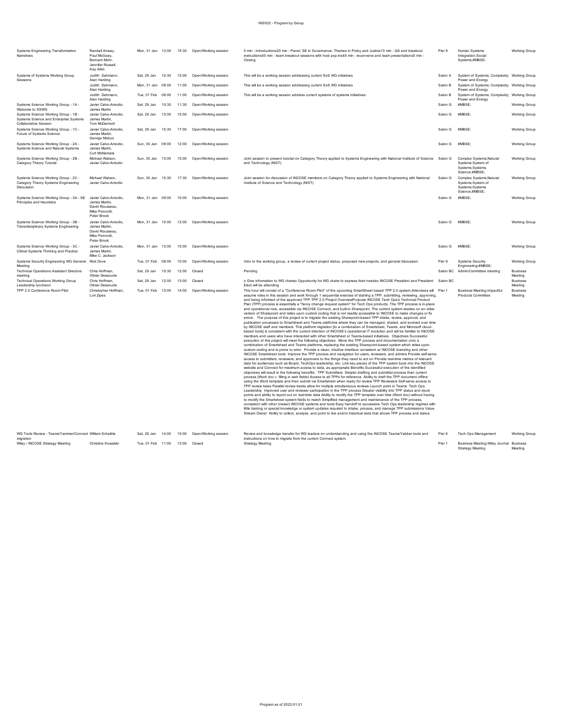| | | | | | | | | | |
|---|---|---|---|---|---|---|---|---|---|
| Systems Engineering Transformation Narratives | Randall Anway, Paul McGoey, Bernard Mohr, Jennifer Russell, Kay Aikin | Mon, 31 Jan | 13:00 | 15:30 | Open/Working session | 5 min - Introductions20 min - Panel: SE in Governance; Themes in Policy and Justice10 min - QA and breakout instructions55 min - team breakout sessions with host pop-ins45 min - reconvene and team presentations5 min - Closing | Pier 8 | Human Systems Integration;Social Systems;#MBSE; | Working Group |
| Systems of Systems Working Group Sessions | Judith Dahmann, Alan Harding | Sat, 29 Jan | 10:30 | 12:00 | Open/Working session | This will be a working session addressing current SoS WG initiatives | Salon A | System of Systems; Complexity; Power and Energy | Working Group |
| | Judith Dahmann, Alan Harding | Mon, 31 Jan | 08:00 | 11:00 | Open/Working session | This will be a working session addressing current SoS WG initiatives | Salon B | System of Systems; Complexity; Power and Energy | Working Group |
| | Judith Dahmann, Alan Harding | Tue, 01 Feb | 08:00 | 11:00 | Open/Working session | This will be a working session address current systems of systems initiaitives | Salon B | System of Systems; Complexity; Power and Energy | Working Group |
| Systems Science Working Group - 1A - Welcome to SSWG | Javier Calvo-Amodio, James Martin | Sat, 29 Jan | 10:30 | 11:30 | Open/Working session | | Salon G | #MBSE; | Working Group |
| Systems Science Working Group - 1B - Systems Science and Enterprise Systems Collaborative Session | Javier Calvo-Amodio, James Martin, Tom McDermott | Sat, 29 Jan | 13:00 | 15:00 | Open/Working session | | Salon G | #MBSE; | Working Group |
| Systems Science Working Group - 1C - Future of Systems Science | Javier Calvo-Amodio, James Martin, George Mobus | Sat, 29 Jan | 15:30 | 17:00 | Open/Working session | | Salon G | #MBSE; | Working Group |
| Systems Science Working Group - 2A - Systems Science and Natural Systems | Javier Calvo-Amodio, James Martin, Curt McNamara | Sun, 30 Jan | 09:00 | 12:00 | Open/Working session | | Salon G | #MBSE; | Working Group |
| Systems Science Working Group - 2B - Category Theory Tutorial | Michael Watson, Javier Calvo-Amodio | Sun, 30 Jan | 13:00 | 15:00 | Open/Working session | Joint session to present tutorial on Category Theory applied to Systems Engineering with National Institute of Science and Technology (NIST). | Salon G | Complex Systems;Natural Systems;System of Systems;Systems Science;#MBSE; | Working Group |
| Systems Science Working Group - 2C - Category Theory Systems Engineering Discussion | Michael Watson, Javier Calvo-Amodio | Sun, 30 Jan | 15:30 | 17:30 | Open/Working session | Joint session for discussion of INCOSE members on Category Theory applied to Systems Engineering with National Institute of Science and Technology (NIST). | Salon G | Complex Systems;Natural Systems;System of Systems;Systems Science;#MBSE; | Working Group |
| Systems Science Working Group - 3A - SE Principles and Heuristics | Javier Calvo-Amodio, James Martin, David Rousseau, Mike Pennotti, Peter Brook | Mon, 31 Jan | 09:00 | 10:00 | Open/Working session | | Salon G | #MBSE; | Working Group |
| Systems Science Working Group - 3B - Transdisciplinary Systems Engineering | Javier Calvo-Amodio, James Martin, David Rousseau, Mike Pennotti, Peter Brook | Mon, 31 Jan | 10:00 | 12:00 | Open/Working session | | Salon G | #MBSE; | Working Group |
| Systems Science Working Group - 3C - Critical Systems Thinking and Practice | Javier Calvo-Amodio, James Martin, Mike C. Jackson | Mon, 31 Jan | 13:00 | 15:00 | Open/Working session | | Salon G | #MBSE; | Working Group |
| Systems Security Engineering WG General Meeting | Rick Dove | Tue, 01 Feb | 08:00 | 10:00 | Open/Working session | Intro to the working group, a review of current project status, proposed new projects, and general discussion. | Pier 9 | Systems Security Engineering;#MBSE; | Working Group |
| Technical Operations Assistant Directors meeting | Chris Hoffman, Olivier Dessoude | Sat, 29 Jan | 10:30 | 12:00 | Closed | Pending | Salon BC | Admin/Committee meeting | Business Meeting |
| Technical Operations Working Group Leadership luncheon | Chris Hoffman, Olivier Dessoude | Sat, 29 Jan | 12:00 | 13:00 | Closed | o Give information to WG chairso Opportunity for WG chairs to express their needso INCOSE President and President Elect will be attending | Salon BC | | Business Meeting |
| TPP 2.0 Conference Room Pilot | Christopher Hoffman, Lori Zipes | Tue, 01 Feb | 13:00 | 14:00 | Open/Working session | This hour will consist of a "Conference Room Pilot" of the upcoming SmartSheet based TPP 2.0 system.Attendees will assume roles in this session and work through 1 sequential exercise of starting a TPP, submitting, reviewing, approving, and being informed of the approved TPP.TPP 2.0 Project OverviewPurpose INCOSE Tech Ops's Technical Product Plan (TPP) process is essentially a "fancy change request system" for Tech Ops products. The TPP process is in-place and operational now, accessible via INCOSE Connect, and built-in Sharepoint. The current system resides on an older version of Sharepoint and relies upon custom coding that is not readily accessible to INCOSE to make changes or fix errors. The purpose of this project is to migrate the existing Sharepoint-based TPP intake, review, approval, and publication processes to Smartsheet and Teams platforms where they can be managed, shared, and evolved over time by INCOSE staff and members. This platform migration [to a combination of Smartsheet, Teams, and Microsoft cloud-based tools] is consistent with the current direction of INCOSE's operational IT evolution and will be familiar to INCOSE members and users who have interacted with other Smartsheet or Teams-based initiatives. Objectives Successful execution of this project will meet the following objectives: Move the TPP process and documentation onto a combination of Smartsheet and Teams platforms, replacing the existing Sharepoint-based system which relies upon custom coding and is prone to error. Provide a clean, intuitive interface consistent w/ INCOSE branding and other INCOSE Smartsheet tools Improve the TPP process and navigation for users, reviewers, and admins Provide self-serve access to submitters, reviewers, and approvers to the things they need to act on Provide real-time metrics of relevant data for audiences such as Board, TechOps leadership, etc. Link key pieces of the TPP system back into the INCOSE website and Connect for maximum access to data, as appropriate Benefits Successful execution of the identified objectives will result in the following benefits: TPP Submitters Simpler drafting and submittal process than current process (Word doc v. filling in web fields) Access to all TPPs for reference Ability to draft the TPP document offline using the Word template and then submit via Smartsheet when ready for review TPP Reviewers Self-serve access to TPP review tasks Parallel review tracks allow for multiple simultaneous reviews Launch point in Teams Tech Ops Leadership Improved user and reviewer participation in the TPP process Greater visibility into TPP status and stuck points and ability to report out on real-time data Ability to modify the TPP template over time (Word doc) without having to modify the Smartsheet system fields to match Simplified management and maintenance of the TPP process, consistent with other (newer) INCOSE systems and tools Easy handoff to successive Tech Ops leadership regimes with little training or special knowledge or system updates required to intake, process, and manage TPP submissions Value Stream Owner Ability to collect, analyze, and point to live and/or historical data that shows TPP process and status | Pier 1 | Business Meeting;Impactful Products Committee | Business Meeting |
| WG Tools Review - Teams/Yammer/Connect migration | William Scheible | Sat, 29 Jan | 14:00 | 15:00 | Open/Working session | Review and knowledge transfer for WG leaders on understanding and using the INCOSE Teams/Yabber tools and instructions on how to migrate from the current Connect system. | Pier 6 | Tech Ops Management | Working Group |
| Wiley / INCOSE Strategy Meeting | Christine Kowalski | Tue, 01 Feb | 11:00 | 13:00 | Closed | Strategy Meeting | Pier 1 | Business Meeting;Wiley Journal Strategy Meeting | Business Meeting |